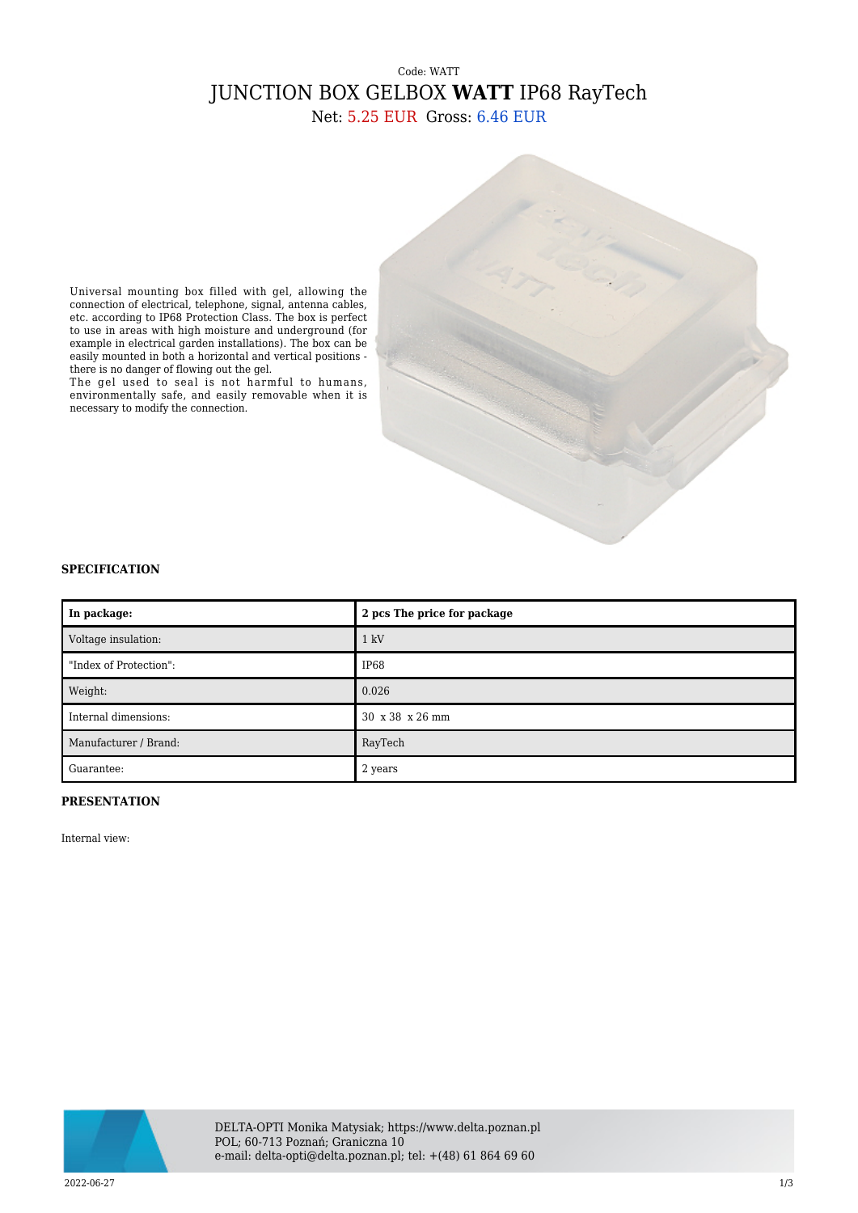Code: WATT

# JUNCTION BOX GELBOX **WATT** IP68 RayTech

Net: 5.25 EUR Gross: 6.46 EUR

Universal mounting box filled with gel, allowing the connection of electrical, telephone, signal, antenna cables, etc. according to IP68 Protection Class. The box is perfect to use in areas with high moisture and underground (for example in electrical garden installations). The box can be easily mounted in both a horizontal and vertical positions - there is no danger of flowing out the gel.

The gel used to seal is not harmful to humans, environmentally safe, and easily removable when it is necessary to modify the connection.

### SPECIFICATION

| **In package:** | **2 pcs The price for package** |
|---|---|
| Voltage insulation: | 1 kV |
| "Index of Protection": | IP68 |
| Weight: | 0.026 |
| Internal dimensions: | 30 x 38 x 26 mm |
| Manufacturer / Brand: | RayTech |
| Guarantee: | 2 years |

### PRESENTATION

Internal view:

DELTA-OPTI Monika Matysiak; https://www.delta.poznan.pl
POL; 60-713 Poznań; Graniczna 10
e-mail: delta-opti@delta.poznan.pl; tel: +(48) 61 864 69 60

2022-06-27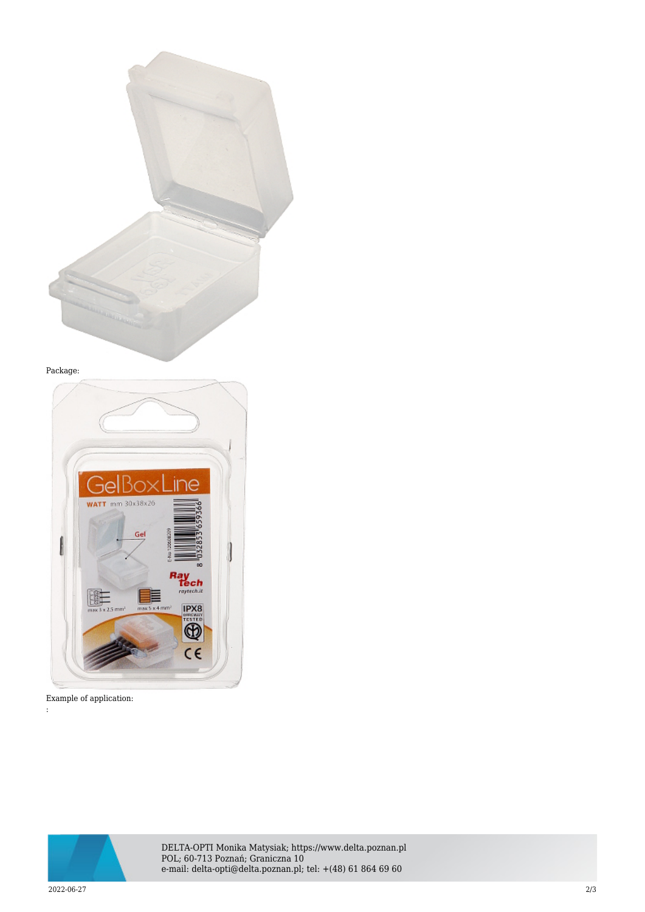Package:

Example of application:

: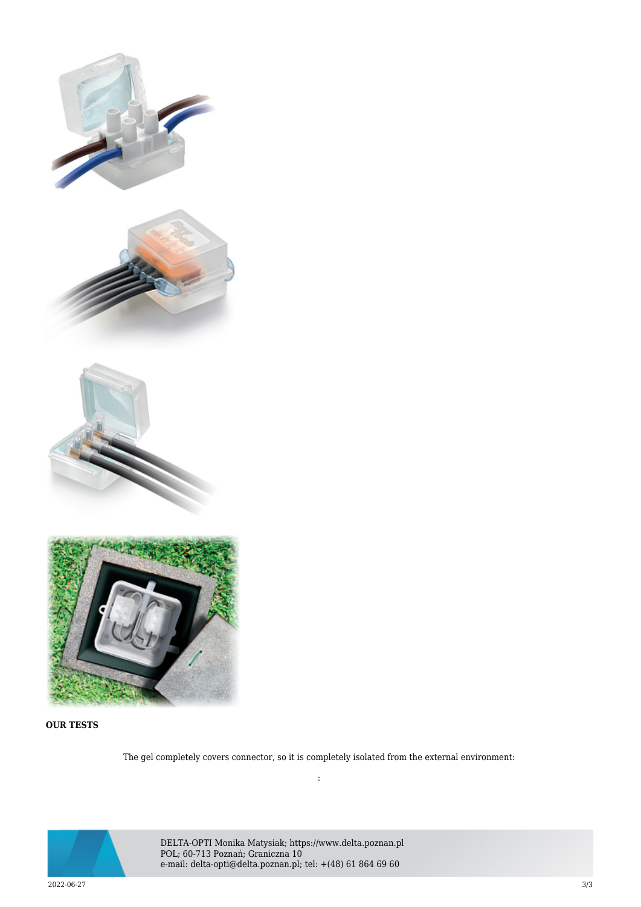**OUR TESTS**

The gel completely covers connector, so it is completely isolated from the external environment:

: